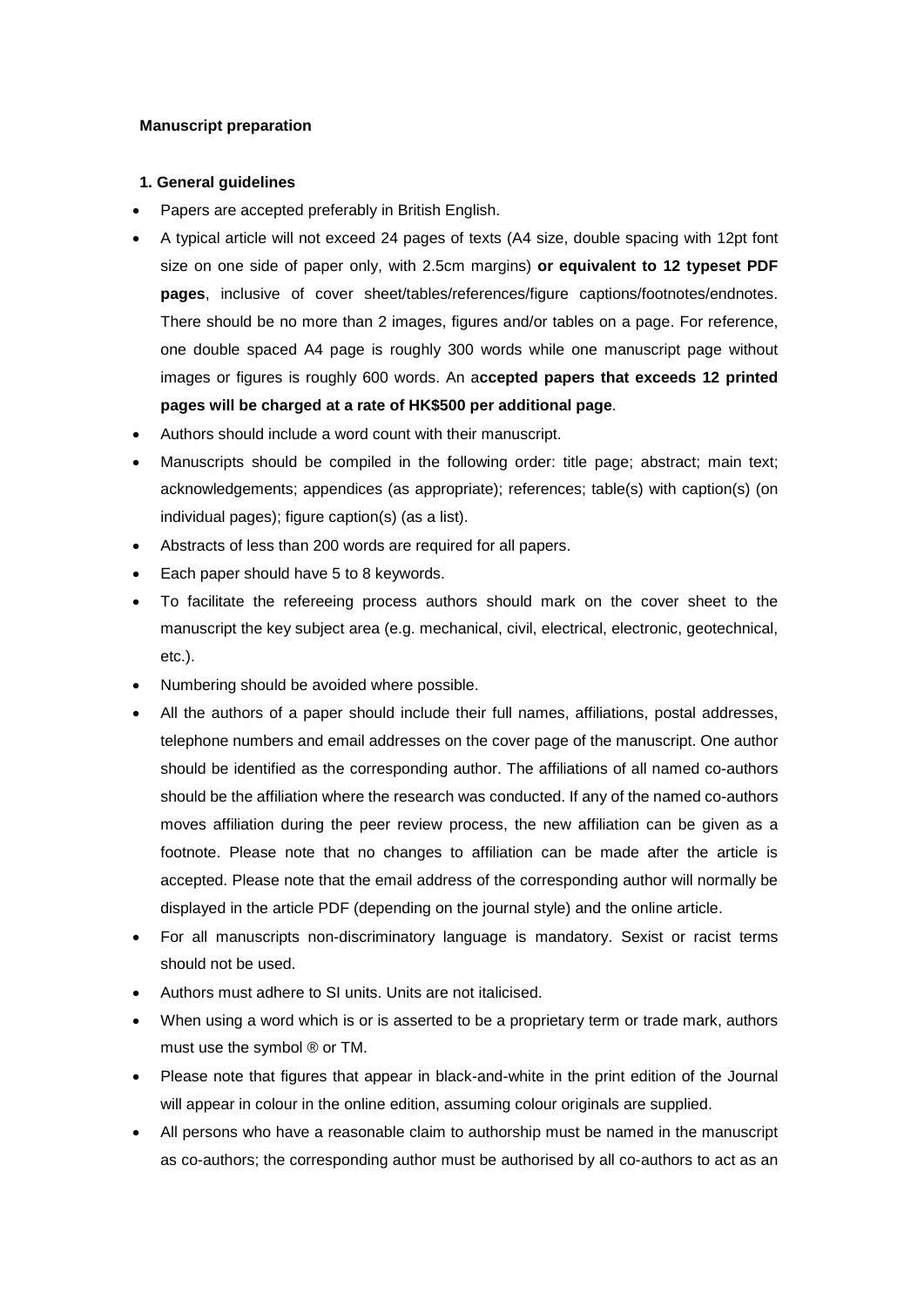**Manuscript preparation**

**1. General guidelines**

- Papers are accepted preferably in British English.
- A typical article will not exceed 24 pages of texts (A4 size, double spacing with 12pt font size on one side of paper only, with 2.5cm margins) **or equivalent to 12 typeset PDF pages**, inclusive of cover sheet/tables/references/figure captions/footnotes/endnotes. There should be no more than 2 images, figures and/or tables on a page. For reference, one double spaced A4 page is roughly 300 words while one manuscript page without images or figures is roughly 600 words. An a**ccepted papers that exceeds 12 printed pages will be charged at a rate of HK$500 per additional page**.
- Authors should include a word count with their manuscript.
- Manuscripts should be compiled in the following order: title page; abstract; main text; acknowledgements; appendices (as appropriate); references; table(s) with caption(s) (on individual pages); figure caption(s) (as a list).
- Abstracts of less than 200 words are required for all papers.
- Each paper should have 5 to 8 keywords.
- To facilitate the refereeing process authors should mark on the cover sheet to the manuscript the key subject area (e.g. mechanical, civil, electrical, electronic, geotechnical, etc.).
- Numbering should be avoided where possible.
- All the authors of a paper should include their full names, affiliations, postal addresses, telephone numbers and email addresses on the cover page of the manuscript. One author should be identified as the corresponding author. The affiliations of all named co-authors should be the affiliation where the research was conducted. If any of the named co-authors moves affiliation during the peer review process, the new affiliation can be given as a footnote. Please note that no changes to affiliation can be made after the article is accepted. Please note that the email address of the corresponding author will normally be displayed in the article PDF (depending on the journal style) and the online article.
- For all manuscripts non-discriminatory language is mandatory. Sexist or racist terms should not be used.
- Authors must adhere to SI units. Units are not italicised.
- When using a word which is or is asserted to be a proprietary term or trade mark, authors must use the symbol ® or TM.
- Please note that figures that appear in black-and-white in the print edition of the Journal will appear in colour in the online edition, assuming colour originals are supplied.
- All persons who have a reasonable claim to authorship must be named in the manuscript as co-authors; the corresponding author must be authorised by all co-authors to act as an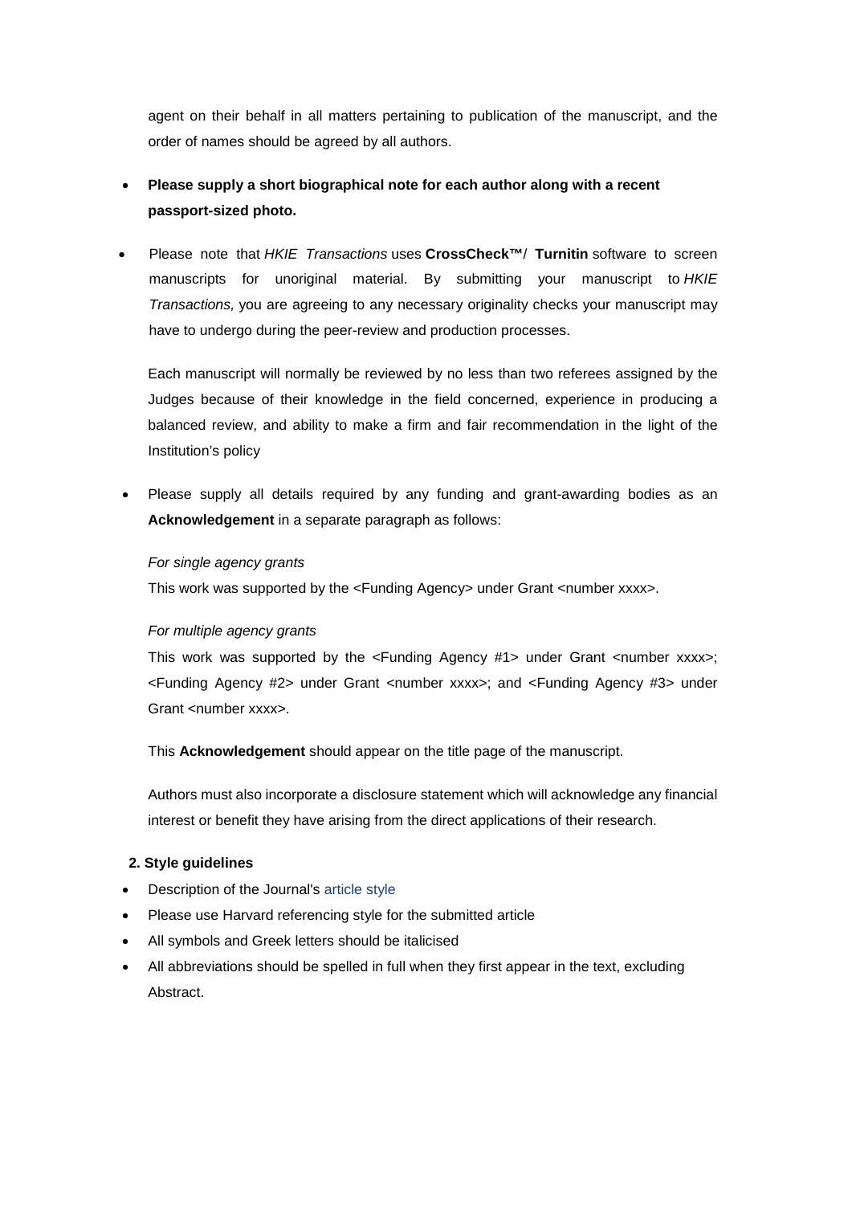agent on their behalf in all matters pertaining to publication of the manuscript, and the order of names should be agreed by all authors.

- **Please supply a short biographical note for each author along with a recent passport-sized photo.**
- Please note that *HKIE Transactions* uses **CrossCheck™**/ **Turnitin** software to screen manuscripts for unoriginal material. By submitting your manuscript to *HKIE Transactions,* you are agreeing to any necessary originality checks your manuscript may have to undergo during the peer-review and production processes.

  Each manuscript will normally be reviewed by no less than two referees assigned by the Judges because of their knowledge in the field concerned, experience in producing a balanced review, and ability to make a firm and fair recommendation in the light of the Institution's policy

- Please supply all details required by any funding and grant-awarding bodies as an **Acknowledgement** in a separate paragraph as follows:

  *For single agency grants*
  This work was supported by the <Funding Agency> under Grant <number xxxx>.

  *For multiple agency grants*
  This work was supported by the <Funding Agency #1> under Grant <number xxxx>; <Funding Agency #2> under Grant <number xxxx>; and <Funding Agency #3> under Grant <number xxxx>.

  This **Acknowledgement** should appear on the title page of the manuscript.

  Authors must also incorporate a disclosure statement which will acknowledge any financial interest or benefit they have arising from the direct applications of their research.

**2. Style guidelines**

- Description of the Journal's article style
- Please use Harvard referencing style for the submitted article
- All symbols and Greek letters should be italicised
- All abbreviations should be spelled in full when they first appear in the text, excluding Abstract.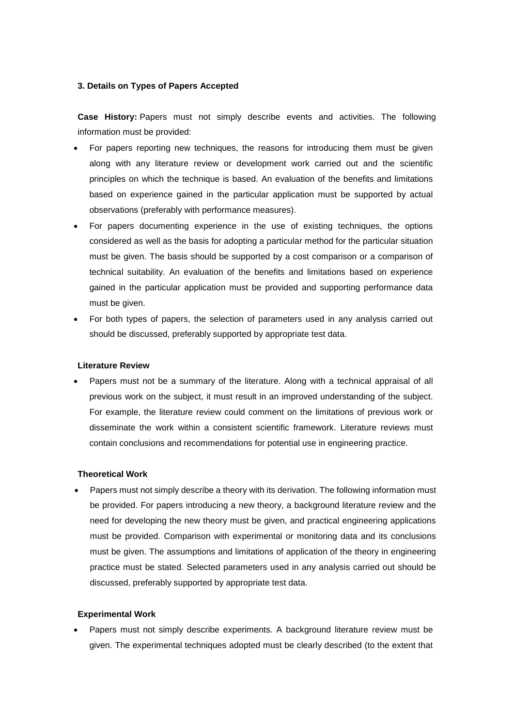### 3. Details on Types of Papers Accepted

**Case History:** Papers must not simply describe events and activities. The following information must be provided:

- For papers reporting new techniques, the reasons for introducing them must be given along with any literature review or development work carried out and the scientific principles on which the technique is based. An evaluation of the benefits and limitations based on experience gained in the particular application must be supported by actual observations (preferably with performance measures).
- For papers documenting experience in the use of existing techniques, the options considered as well as the basis for adopting a particular method for the particular situation must be given. The basis should be supported by a cost comparison or a comparison of technical suitability. An evaluation of the benefits and limitations based on experience gained in the particular application must be provided and supporting performance data must be given.
- For both types of papers, the selection of parameters used in any analysis carried out should be discussed, preferably supported by appropriate test data.

**Literature Review**

- Papers must not be a summary of the literature. Along with a technical appraisal of all previous work on the subject, it must result in an improved understanding of the subject. For example, the literature review could comment on the limitations of previous work or disseminate the work within a consistent scientific framework. Literature reviews must contain conclusions and recommendations for potential use in engineering practice.

**Theoretical Work**

- Papers must not simply describe a theory with its derivation. The following information must be provided. For papers introducing a new theory, a background literature review and the need for developing the new theory must be given, and practical engineering applications must be provided. Comparison with experimental or monitoring data and its conclusions must be given. The assumptions and limitations of application of the theory in engineering practice must be stated. Selected parameters used in any analysis carried out should be discussed, preferably supported by appropriate test data.

**Experimental Work**

- Papers must not simply describe experiments. A background literature review must be given. The experimental techniques adopted must be clearly described (to the extent that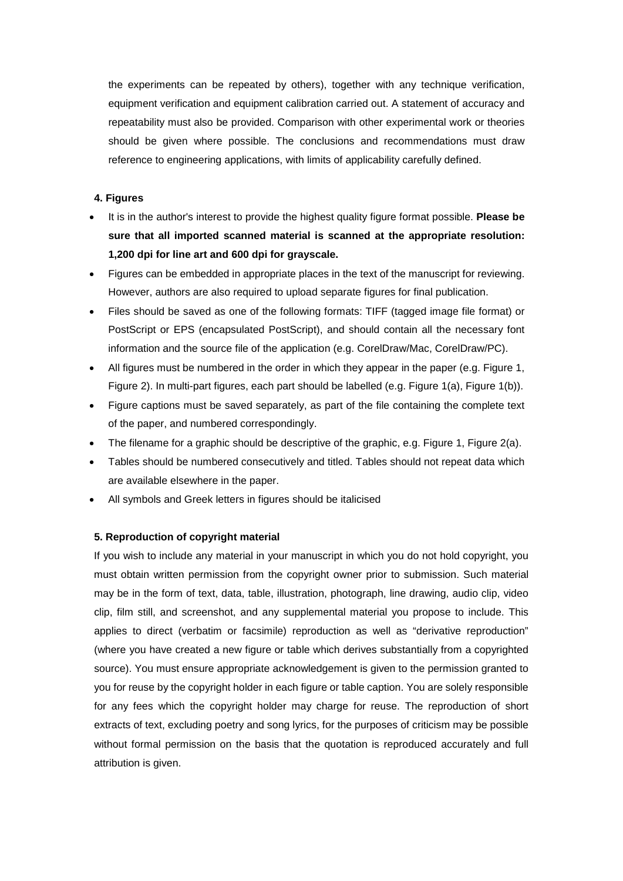the experiments can be repeated by others), together with any technique verification, equipment verification and equipment calibration carried out. A statement of accuracy and repeatability must also be provided. Comparison with other experimental work or theories should be given where possible. The conclusions and recommendations must draw reference to engineering applications, with limits of applicability carefully defined.

#### 4. Figures

- It is in the author's interest to provide the highest quality figure format possible. **Please be sure that all imported scanned material is scanned at the appropriate resolution: 1,200 dpi for line art and 600 dpi for grayscale.**
- Figures can be embedded in appropriate places in the text of the manuscript for reviewing. However, authors are also required to upload separate figures for final publication.
- Files should be saved as one of the following formats: TIFF (tagged image file format) or PostScript or EPS (encapsulated PostScript), and should contain all the necessary font information and the source file of the application (e.g. CorelDraw/Mac, CorelDraw/PC).
- All figures must be numbered in the order in which they appear in the paper (e.g. Figure 1, Figure 2). In multi-part figures, each part should be labelled (e.g. Figure 1(a), Figure 1(b)).
- Figure captions must be saved separately, as part of the file containing the complete text of the paper, and numbered correspondingly.
- The filename for a graphic should be descriptive of the graphic, e.g. Figure 1, Figure 2(a).
- Tables should be numbered consecutively and titled. Tables should not repeat data which are available elsewhere in the paper.
- All symbols and Greek letters in figures should be italicised

#### 5. Reproduction of copyright material

If you wish to include any material in your manuscript in which you do not hold copyright, you must obtain written permission from the copyright owner prior to submission. Such material may be in the form of text, data, table, illustration, photograph, line drawing, audio clip, video clip, film still, and screenshot, and any supplemental material you propose to include. This applies to direct (verbatim or facsimile) reproduction as well as "derivative reproduction" (where you have created a new figure or table which derives substantially from a copyrighted source). You must ensure appropriate acknowledgement is given to the permission granted to you for reuse by the copyright holder in each figure or table caption. You are solely responsible for any fees which the copyright holder may charge for reuse. The reproduction of short extracts of text, excluding poetry and song lyrics, for the purposes of criticism may be possible without formal permission on the basis that the quotation is reproduced accurately and full attribution is given.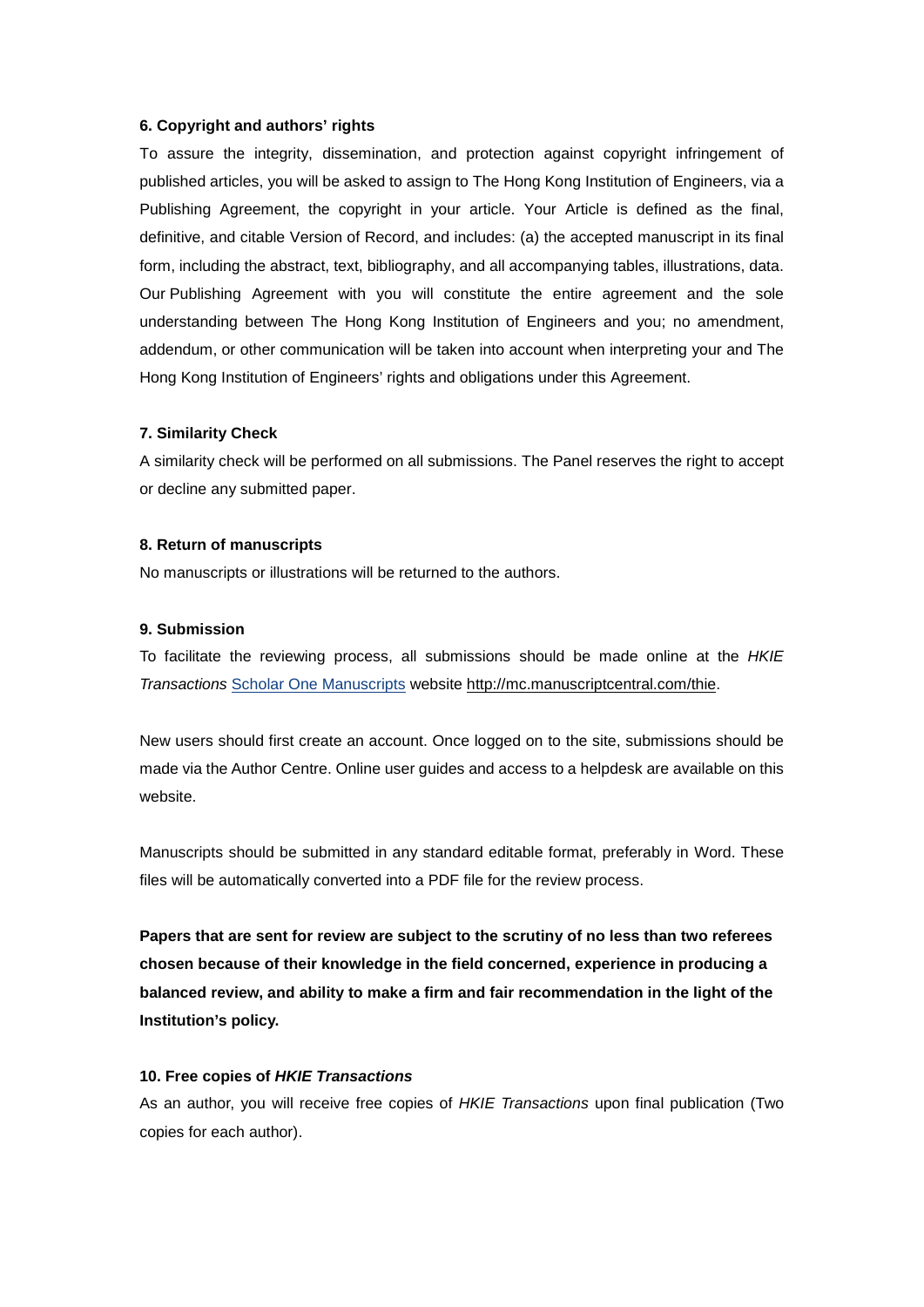**6. Copyright and authors' rights**

To assure the integrity, dissemination, and protection against copyright infringement of published articles, you will be asked to assign to The Hong Kong Institution of Engineers, via a Publishing Agreement, the copyright in your article. Your Article is defined as the final, definitive, and citable Version of Record, and includes: (a) the accepted manuscript in its final form, including the abstract, text, bibliography, and all accompanying tables, illustrations, data. Our Publishing Agreement with you will constitute the entire agreement and the sole understanding between The Hong Kong Institution of Engineers and you; no amendment, addendum, or other communication will be taken into account when interpreting your and The Hong Kong Institution of Engineers' rights and obligations under this Agreement.

**7. Similarity Check**

A similarity check will be performed on all submissions. The Panel reserves the right to accept or decline any submitted paper.

**8. Return of manuscripts**

No manuscripts or illustrations will be returned to the authors.

**9. Submission**

To facilitate the reviewing process, all submissions should be made online at the *HKIE Transactions* Scholar One Manuscripts website http://mc.manuscriptcentral.com/thie.

New users should first create an account. Once logged on to the site, submissions should be made via the Author Centre. Online user guides and access to a helpdesk are available on this website.

Manuscripts should be submitted in any standard editable format, preferably in Word. These files will be automatically converted into a PDF file for the review process.

**Papers that are sent for review are subject to the scrutiny of no less than two referees chosen because of their knowledge in the field concerned, experience in producing a balanced review, and ability to make a firm and fair recommendation in the light of the Institution's policy.**

**10. Free copies of *HKIE Transactions***

As an author, you will receive free copies of *HKIE Transactions* upon final publication (Two copies for each author).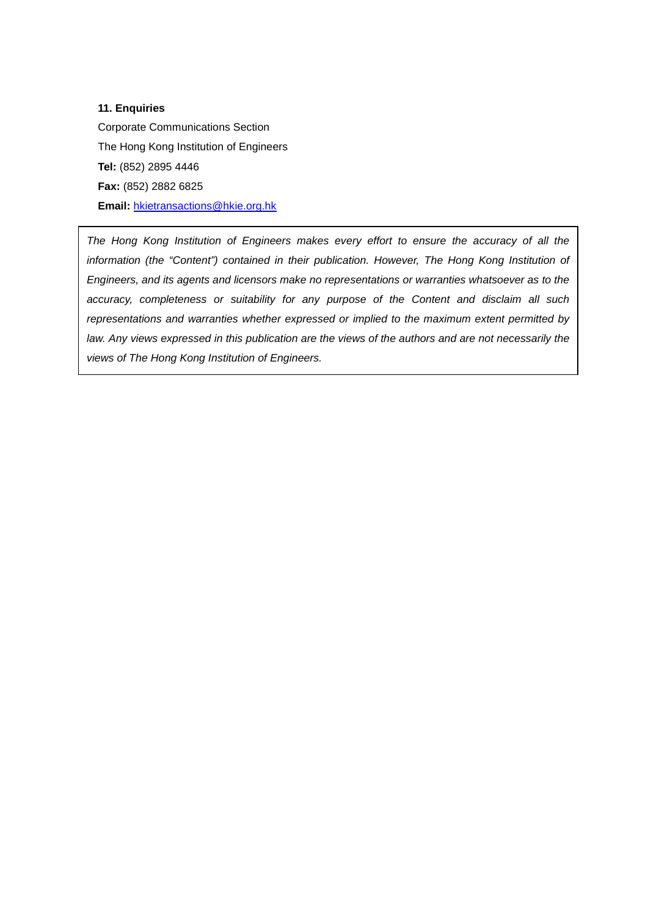**11. Enquiries**

Corporate Communications Section

The Hong Kong Institution of Engineers

**Tel:** (852) 2895 4446

**Fax:** (852) 2882 6825

**Email:** hkietransactions@hkie.org.hk

*The Hong Kong Institution of Engineers makes every effort to ensure the accuracy of all the information (the "Content") contained in their publication. However, The Hong Kong Institution of Engineers, and its agents and licensors make no representations or warranties whatsoever as to the accuracy, completeness or suitability for any purpose of the Content and disclaim all such representations and warranties whether expressed or implied to the maximum extent permitted by law. Any views expressed in this publication are the views of the authors and are not necessarily the views of The Hong Kong Institution of Engineers.*